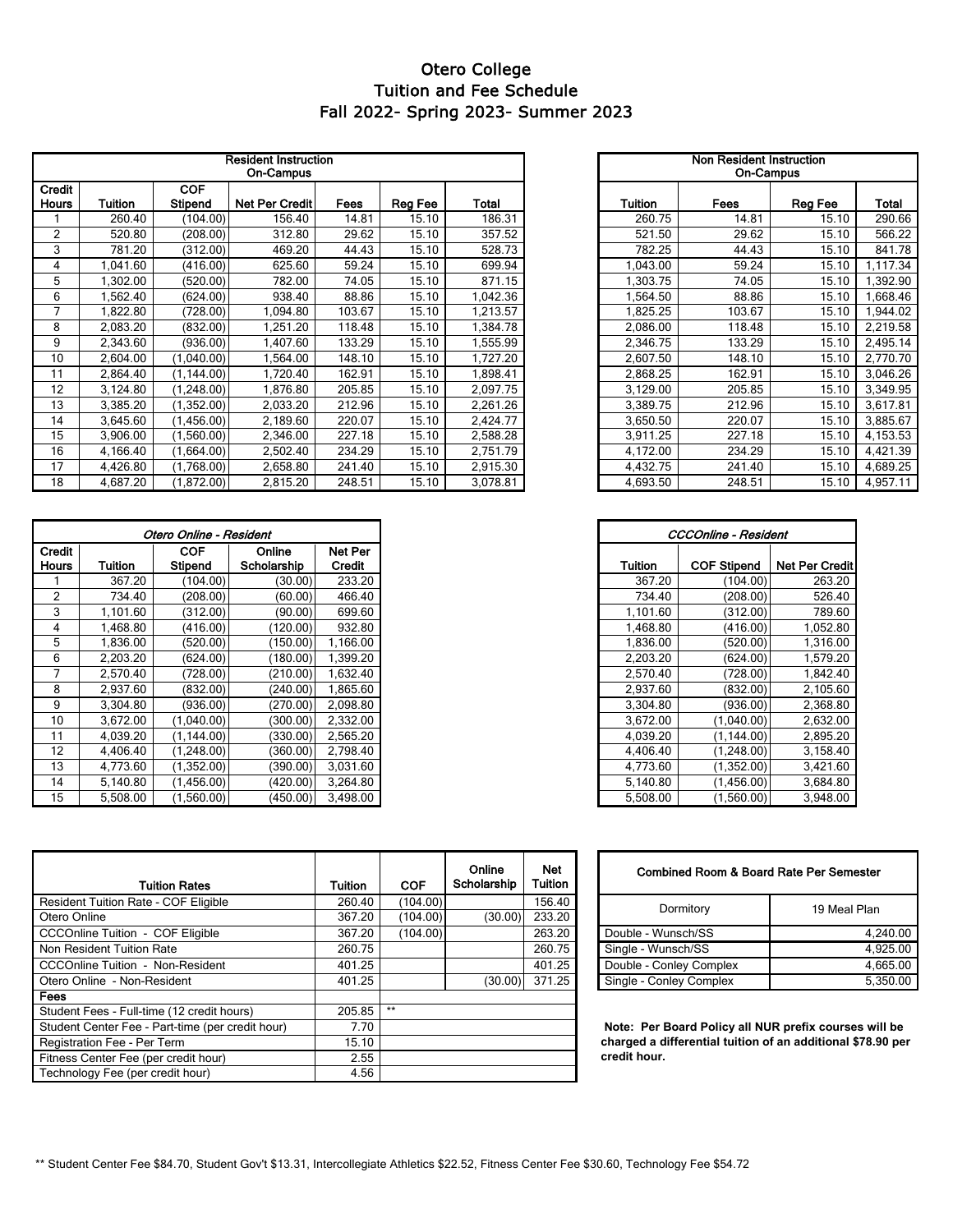# Otero College
## Tuition and Fee Schedule
## Fall 2022- Spring 2023- Summer 2023

| Resident Instruction On-Campus | | | | | | |
|---|---|---|---|---|---|---|
| Credit Hours | Tuition | COF Stipend | Net Per Credit | Fees | Reg Fee | Total |
| 1 | 260.40 | (104.00) | 156.40 | 14.81 | 15.10 | 186.31 |
| 2 | 520.80 | (208.00) | 312.80 | 29.62 | 15.10 | 357.52 |
| 3 | 781.20 | (312.00) | 469.20 | 44.43 | 15.10 | 528.73 |
| 4 | 1,041.60 | (416.00) | 625.60 | 59.24 | 15.10 | 699.94 |
| 5 | 1,302.00 | (520.00) | 782.00 | 74.05 | 15.10 | 871.15 |
| 6 | 1,562.40 | (624.00) | 938.40 | 88.86 | 15.10 | 1,042.36 |
| 7 | 1,822.80 | (728.00) | 1,094.80 | 103.67 | 15.10 | 1,213.57 |
| 8 | 2,083.20 | (832.00) | 1,251.20 | 118.48 | 15.10 | 1,384.78 |
| 9 | 2,343.60 | (936.00) | 1,407.60 | 133.29 | 15.10 | 1,555.99 |
| 10 | 2,604.00 | (1,040.00) | 1,564.00 | 148.10 | 15.10 | 1,727.20 |
| 11 | 2,864.40 | (1,144.00) | 1,720.40 | 162.91 | 15.10 | 1,898.41 |
| 12 | 3,124.80 | (1,248.00) | 1,876.80 | 205.85 | 15.10 | 2,097.75 |
| 13 | 3,385.20 | (1,352.00) | 2,033.20 | 212.96 | 15.10 | 2,261.26 |
| 14 | 3,645.60 | (1,456.00) | 2,189.60 | 220.07 | 15.10 | 2,424.77 |
| 15 | 3,906.00 | (1,560.00) | 2,346.00 | 227.18 | 15.10 | 2,588.28 |
| 16 | 4,166.40 | (1,664.00) | 2,502.40 | 234.29 | 15.10 | 2,751.79 |
| 17 | 4,426.80 | (1,768.00) | 2,658.80 | 241.40 | 15.10 | 2,915.30 |
| 18 | 4,687.20 | (1,872.00) | 2,815.20 | 248.51 | 15.10 | 3,078.81 |

| Non Resident Instruction On-Campus | | | |
|---|---|---|---|
| Tuition | Fees | Reg Fee | Total |
| 260.75 | 14.81 | 15.10 | 290.66 |
| 521.50 | 29.62 | 15.10 | 566.22 |
| 782.25 | 44.43 | 15.10 | 841.78 |
| 1,043.00 | 59.24 | 15.10 | 1,117.34 |
| 1,303.75 | 74.05 | 15.10 | 1,392.90 |
| 1,564.50 | 88.86 | 15.10 | 1,668.46 |
| 1,825.25 | 103.67 | 15.10 | 1,944.02 |
| 2,086.00 | 118.48 | 15.10 | 2,219.58 |
| 2,346.75 | 133.29 | 15.10 | 2,495.14 |
| 2,607.50 | 148.10 | 15.10 | 2,770.70 |
| 2,868.25 | 162.91 | 15.10 | 3,046.26 |
| 3,129.00 | 205.85 | 15.10 | 3,349.95 |
| 3,389.75 | 212.96 | 15.10 | 3,617.81 |
| 3,650.50 | 220.07 | 15.10 | 3,885.67 |
| 3,911.25 | 227.18 | 15.10 | 4,153.53 |
| 4,172.00 | 234.29 | 15.10 | 4,421.39 |
| 4,432.75 | 241.40 | 15.10 | 4,689.25 |
| 4,693.50 | 248.51 | 15.10 | 4,957.11 |

| *Otero Online - Resident* | | | | |
|---|---|---|---|---|
| Credit Hours | Tuition | COF Stipend | Online Scholarship | Net Per Credit |
| 1 | 367.20 | (104.00) | (30.00) | 233.20 |
| 2 | 734.40 | (208.00) | (60.00) | 466.40 |
| 3 | 1,101.60 | (312.00) | (90.00) | 699.60 |
| 4 | 1,468.80 | (416.00) | (120.00) | 932.80 |
| 5 | 1,836.00 | (520.00) | (150.00) | 1,166.00 |
| 6 | 2,203.20 | (624.00) | (180.00) | 1,399.20 |
| 7 | 2,570.40 | (728.00) | (210.00) | 1,632.40 |
| 8 | 2,937.60 | (832.00) | (240.00) | 1,865.60 |
| 9 | 3,304.80 | (936.00) | (270.00) | 2,098.80 |
| 10 | 3,672.00 | (1,040.00) | (300.00) | 2,332.00 |
| 11 | 4,039.20 | (1,144.00) | (330.00) | 2,565.20 |
| 12 | 4,406.40 | (1,248.00) | (360.00) | 2,798.40 |
| 13 | 4,773.60 | (1,352.00) | (390.00) | 3,031.60 |
| 14 | 5,140.80 | (1,456.00) | (420.00) | 3,264.80 |
| 15 | 5,508.00 | (1,560.00) | (450.00) | 3,498.00 |

| *CCCOnline - Resident* | | |
|---|---|---|
| Tuition | COF Stipend | Net Per Credit |
| 367.20 | (104.00) | 263.20 |
| 734.40 | (208.00) | 526.40 |
| 1,101.60 | (312.00) | 789.60 |
| 1,468.80 | (416.00) | 1,052.80 |
| 1,836.00 | (520.00) | 1,316.00 |
| 2,203.20 | (624.00) | 1,579.20 |
| 2,570.40 | (728.00) | 1,842.40 |
| 2,937.60 | (832.00) | 2,105.60 |
| 3,304.80 | (936.00) | 2,368.80 |
| 3,672.00 | (1,040.00) | 2,632.00 |
| 4,039.20 | (1,144.00) | 2,895.20 |
| 4,406.40 | (1,248.00) | 3,158.40 |
| 4,773.60 | (1,352.00) | 3,421.60 |
| 5,140.80 | (1,456.00) | 3,684.80 |
| 5,508.00 | (1,560.00) | 3,948.00 |

| Tuition Rates | Tuition | COF | Online Scholarship | Net Tuition |
|---|---|---|---|---|
| Resident Tuition Rate - COF Eligible | 260.40 | (104.00) | | 156.40 |
| Otero Online | 367.20 | (104.00) | (30.00) | 233.20 |
| CCCOnline Tuition - COF Eligible | 367.20 | (104.00) | | 263.20 |
| Non Resident Tuition Rate | 260.75 | | | 260.75 |
| CCCOnline Tuition - Non-Resident | 401.25 | | | 401.25 |
| Otero Online - Non-Resident | 401.25 | | (30.00) | 371.25 |
| **Fees** | | | | |
| Student Fees - Full-time (12 credit hours) | 205.85 | ** | | |
| Student Center Fee - Part-time (per credit hour) | 7.70 | | | |
| Registration Fee - Per Term | 15.10 | | | |
| Fitness Center Fee (per credit hour) | 2.55 | | | |
| Technology Fee (per credit hour) | 4.56 | | | |

| Combined Room & Board Rate Per Semester | |
|---|---|
| Dormitory | 19 Meal Plan |
| Double - Wunsch/SS | 4,240.00 |
| Single - Wunsch/SS | 4,925.00 |
| Double - Conley Complex | 4,665.00 |
| Single - Conley Complex | 5,350.00 |

**Note: Per Board Policy all NUR prefix courses will be charged a differential tuition of an additional $78.90 per credit hour.**

** Student Center Fee $84.70, Student Gov't $13.31, Intercollegiate Athletics $22.52, Fitness Center Fee $30.60, Technology Fee $54.72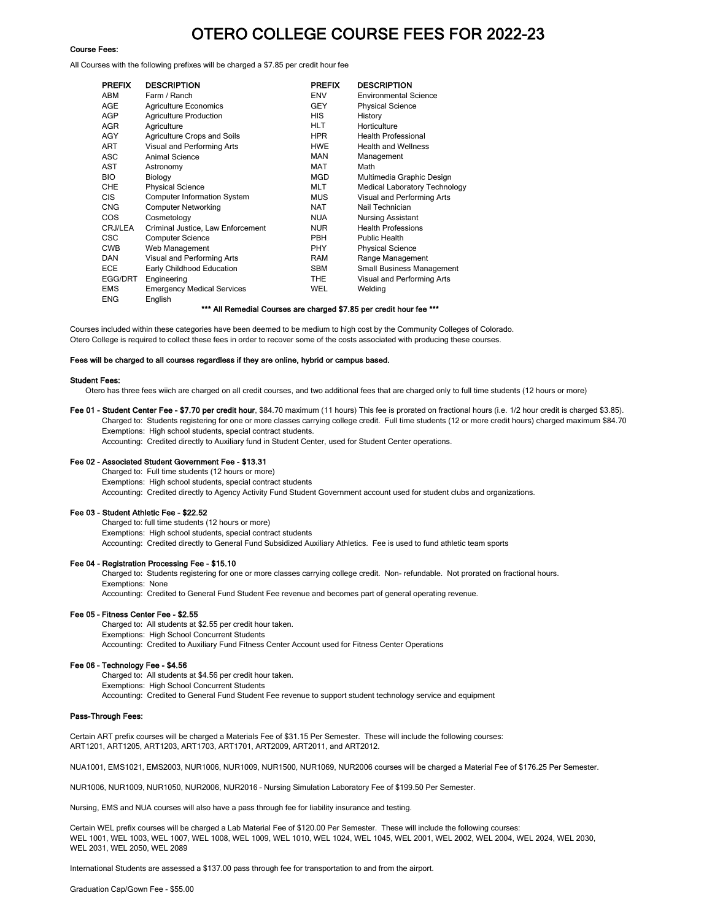# OTERO COLLEGE COURSE FEES FOR 2022-23

**Course Fees:**

All Courses with the following prefixes will be charged a $7.85 per credit hour fee

| PREFIX | DESCRIPTION | PREFIX | DESCRIPTION |
|---|---|---|---|
| ABM | Farm / Ranch | ENV | Environmental Science |
| AGE | Agriculture Economics | GEY | Physical Science |
| AGP | Agriculture Production | HIS | History |
| AGR | Agriculture | HLT | Horticulture |
| AGY | Agriculture Crops and Soils | HPR | Health Professional |
| ART | Visual and Performing Arts | HWE | Health and Wellness |
| ASC | Animal Science | MAN | Management |
| AST | Astronomy | MAT | Math |
| BIO | Biology | MGD | Multimedia Graphic Design |
| CHE | Physical Science | MLT | Medical Laboratory Technology |
| CIS | Computer Information System | MUS | Visual and Performing Arts |
| CNG | Computer Networking | NAT | Nail Technician |
| COS | Cosmetology | NUA | Nursing Assistant |
| CRJ/LEA | Criminal Justice, Law Enforcement | NUR | Health Professions |
| CSC | Computer Science | PBH | Public Health |
| CWB | Web Management | PHY | Physical Science |
| DAN | Visual and Performing Arts | RAM | Range Management |
| ECE | Early Childhood Education | SBM | Small Business Management |
| EGG/DRT | Engineering | THE | Visual and Performing Arts |
| EMS | Emergency Medical Services | WEL | Welding |
| ENG | English | | |

**\*\*\* All Remedial Courses are charged $7.85 per credit hour fee \*\*\***

Courses included within these categories have been deemed to be medium to high cost by the Community Colleges of Colorado. Otero College is required to collect these fees in order to recover some of the costs associated with producing these courses.

**Fees will be charged to all courses regardless if they are online, hybrid or campus based.**

**Student Fees:**

Otero has three fees wiich are charged on all credit courses, and two additional fees that are charged only to full time students (12 hours or more)

**Fee 01 - Student Center Fee - $7.70 per credit hour**, $84.70 maximum (11 hours) This fee is prorated on fractional hours (i.e. 1/2 hour credit is charged $3.85).

Charged to: Students registering for one or more classes carrying college credit. Full time students (12 or more credit hours) charged maximum $84.70
Exemptions: High school students, special contract students.
Accounting: Credited directly to Auxiliary fund in Student Center, used for Student Center operations.

**Fee 02 - Associated Student Government Fee - $13.31**

Charged to: Full time students (12 hours or more)
Exemptions: High school students, special contract students
Accounting: Credited directly to Agency Activity Fund Student Government account used for student clubs and organizations.

**Fee 03 - Student Athletic Fee - $22.52**

Charged to: full time students (12 hours or more)
Exemptions: High school students, special contract students
Accounting: Credited directly to General Fund Subsidized Auxiliary Athletics. Fee is used to fund athletic team sports

**Fee 04 - Registration Processing Fee - $15.10**

Charged to: Students registering for one or more classes carrying college credit. Non- refundable. Not prorated on fractional hours.
Exemptions: None
Accounting: Credited to General Fund Student Fee revenue and becomes part of general operating revenue.

**Fee 05 - Fitness Center Fee - $2.55**

Charged to: All students at $2.55 per credit hour taken.
Exemptions: High School Concurrent Students
Accounting: Credited to Auxiliary Fund Fitness Center Account used for Fitness Center Operations

**Fee 06 - Technology Fee - $4.56**

Charged to: All students at $4.56 per credit hour taken.
Exemptions: High School Concurrent Students
Accounting: Credited to General Fund Student Fee revenue to support student technology service and equipment

**Pass-Through Fees:**

Certain ART prefix courses will be charged a Materials Fee of $31.15 Per Semester. These will include the following courses: ART1201, ART1205, ART1203, ART1703, ART1701, ART2009, ART2011, and ART2012.

NUA1001, EMS1021, EMS2003, NUR1006, NUR1009, NUR1500, NUR1069, NUR2006 courses will be charged a Material Fee of $176.25 Per Semester.

NUR1006, NUR1009, NUR1050, NUR2006, NUR2016 - Nursing Simulation Laboratory Fee of $199.50 Per Semester.

Nursing, EMS and NUA courses will also have a pass through fee for liability insurance and testing.

Certain WEL prefix courses will be charged a Lab Material Fee of $120.00 Per Semester. These will include the following courses: WEL 1001, WEL 1003, WEL 1007, WEL 1008, WEL 1009, WEL 1010, WEL 1024, WEL 1045, WEL 2001, WEL 2002, WEL 2004, WEL 2024, WEL 2030, WEL 2031, WEL 2050, WEL 2089

International Students are assessed a $137.00 pass through fee for transportation to and from the airport.

Graduation Cap/Gown Fee - $55.00